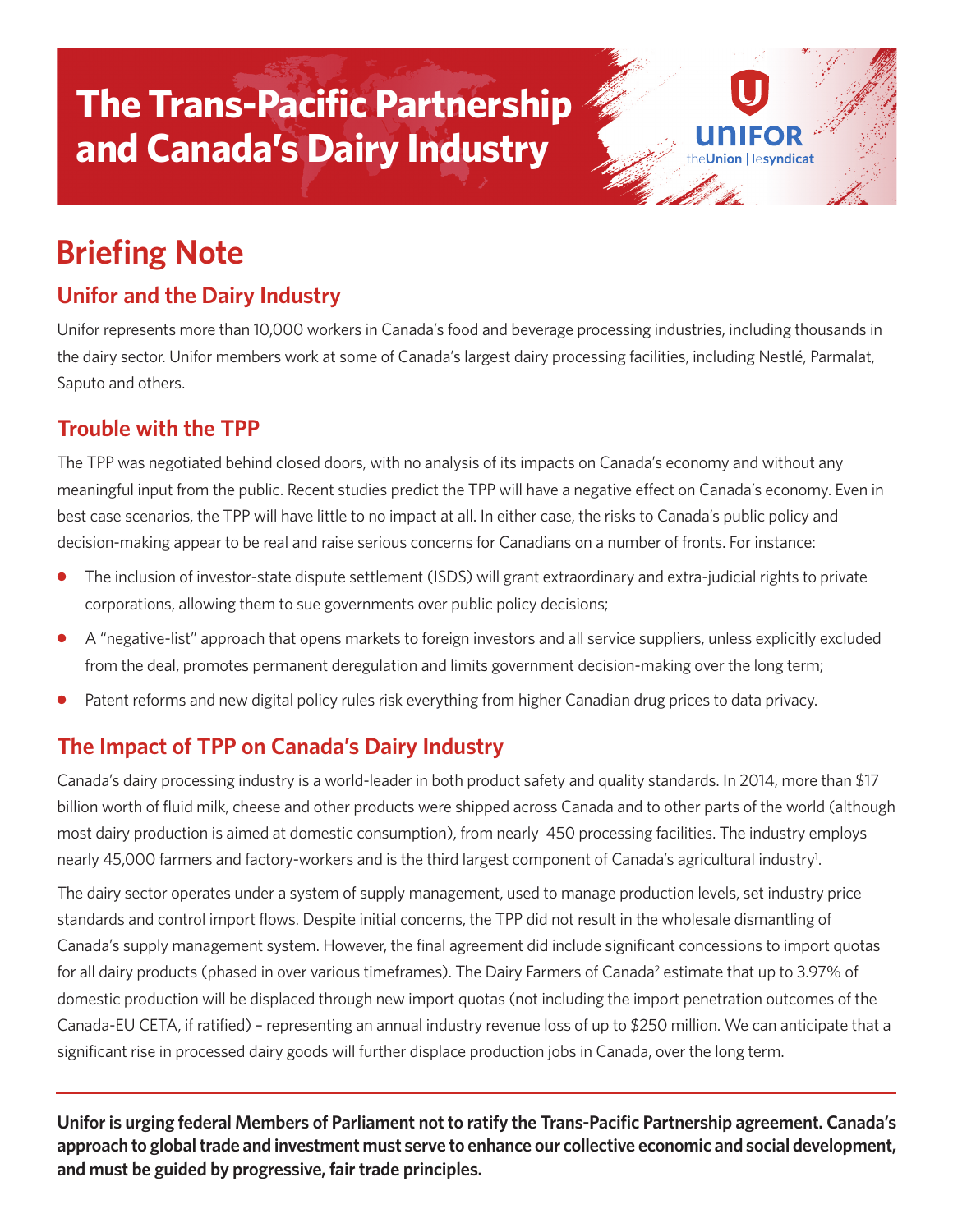# The Trans-Pacific Partnership and Canada's Dairy Industry

UNIFOR theUnion | lesyndicat

## Briefing Note

### Unifor and the Dairy Industry

Unifor represents more than 10,000 workers in Canada's food and beverage processing industries, including thousands in the dairy sector. Unifor members work at some of Canada's largest dairy processing facilities, including Nestlé, Parmalat, Saputo and others.

### Trouble with the TPP

The TPP was negotiated behind closed doors, with no analysis of its impacts on Canada's economy and without any meaningful input from the public. Recent studies predict the TPP will have a negative effect on Canada's economy. Even in best case scenarios, the TPP will have little to no impact at all. In either case, the risks to Canada's public policy and decision-making appear to be real and raise serious concerns for Canadians on a number of fronts. For instance:

- The inclusion of investor-state dispute settlement (ISDS) will grant extraordinary and extra-judicial rights to private corporations, allowing them to sue governments over public policy decisions;
- A "negative-list" approach that opens markets to foreign investors and all service suppliers, unless explicitly excluded from the deal, promotes permanent deregulation and limits government decision-making over the long term;
- Patent reforms and new digital policy rules risk everything from higher Canadian drug prices to data privacy.

### The Impact of TPP on Canada's Dairy Industry

Canada's dairy processing industry is a world-leader in both product safety and quality standards. In 2014, more than $17 billion worth of fluid milk, cheese and other products were shipped across Canada and to other parts of the world (although most dairy production is aimed at domestic consumption), from nearly 450 processing facilities. The industry employs nearly 45,000 farmers and factory-workers and is the third largest component of Canada's agricultural industry[1].

The dairy sector operates under a system of supply management, used to manage production levels, set industry price standards and control import flows. Despite initial concerns, the TPP did not result in the wholesale dismantling of Canada's supply management system. However, the final agreement did include significant concessions to import quotas for all dairy products (phased in over various timeframes). The Dairy Farmers of Canada[2] estimate that up to 3.97% of domestic production will be displaced through new import quotas (not including the import penetration outcomes of the Canada-EU CETA, if ratified) – representing an annual industry revenue loss of up to $250 million. We can anticipate that a significant rise in processed dairy goods will further displace production jobs in Canada, over the long term.

---

**Unifor is urging federal Members of Parliament not to ratify the Trans-Pacific Partnership agreement. Canada's approach to global trade and investment must serve to enhance our collective economic and social development, and must be guided by progressive, fair trade principles.**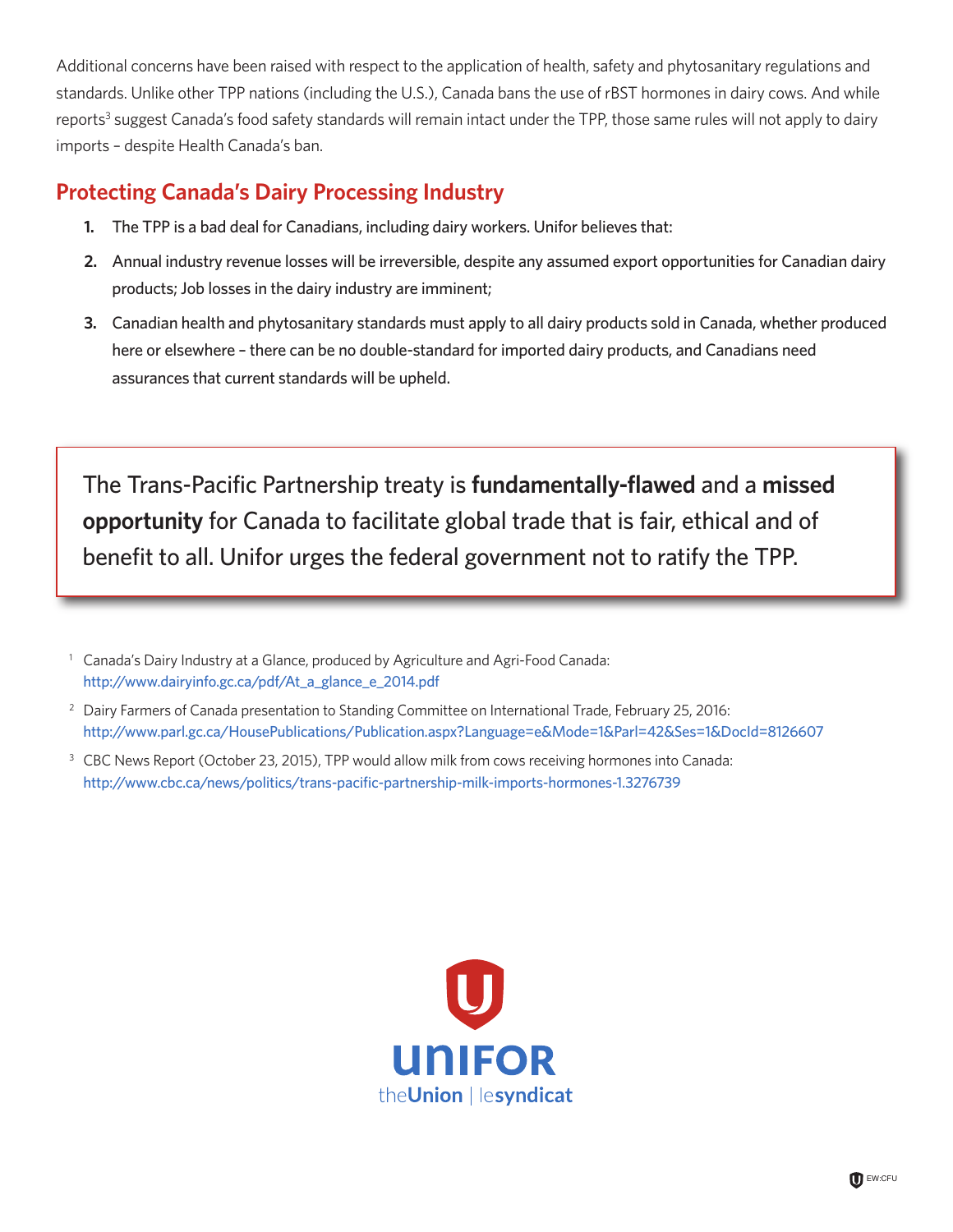Additional concerns have been raised with respect to the application of health, safety and phytosanitary regulations and standards. Unlike other TPP nations (including the U.S.), Canada bans the use of rBST hormones in dairy cows. And while reports[3] suggest Canada's food safety standards will remain intact under the TPP, those same rules will not apply to dairy imports – despite Health Canada's ban.

## Protecting Canada's Dairy Processing Industry

1. The TPP is a bad deal for Canadians, including dairy workers. Unifor believes that:
2. Annual industry revenue losses will be irreversible, despite any assumed export opportunities for Canadian dairy products; Job losses in the dairy industry are imminent;
3. Canadian health and phytosanitary standards must apply to all dairy products sold in Canada, whether produced here or elsewhere – there can be no double-standard for imported dairy products, and Canadians need assurances that current standards will be upheld.

The Trans-Pacific Partnership treaty is **fundamentally-flawed** and a **missed opportunity** for Canada to facilitate global trade that is fair, ethical and of benefit to all. Unifor urges the federal government not to ratify the TPP.

[1] Canada's Dairy Industry at a Glance, produced by Agriculture and Agri-Food Canada: http://www.dairyinfo.gc.ca/pdf/At_a_glance_e_2014.pdf

[2] Dairy Farmers of Canada presentation to Standing Committee on International Trade, February 25, 2016: http://www.parl.gc.ca/HousePublications/Publication.aspx?Language=e&Mode=1&Parl=42&Ses=1&DocId=8126607

[3] CBC News Report (October 23, 2015), TPP would allow milk from cows receiving hormones into Canada: http://www.cbc.ca/news/politics/trans-pacific-partnership-milk-imports-hormones-1.3276739

UNIFOR
theUnion | lesyndicat

EW:CFU